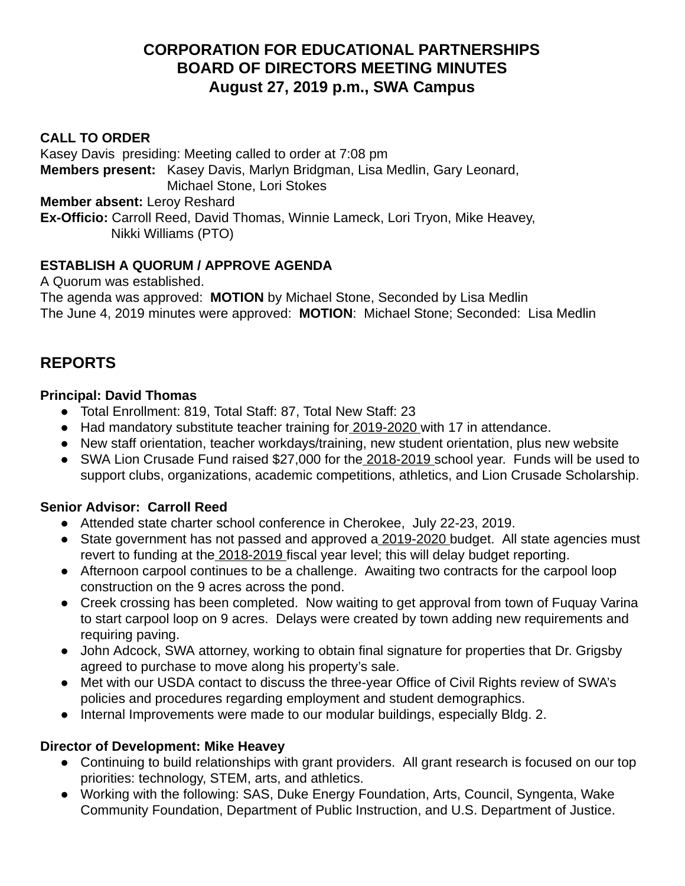# CORPORATION FOR EDUCATIONAL PARTNERSHIPS
# BOARD OF DIRECTORS MEETING MINUTES
# August 27, 2019 p.m., SWA Campus

**CALL TO ORDER**

Kasey Davis presiding: Meeting called to order at 7:08 pm

**Members present:** Kasey Davis, Marlyn Bridgman, Lisa Medlin, Gary Leonard, Michael Stone, Lori Stokes

**Member absent:** Leroy Reshard

**Ex-Officio:** Carroll Reed, David Thomas, Winnie Lameck, Lori Tryon, Mike Heavey, Nikki Williams (PTO)

**ESTABLISH A QUORUM / APPROVE AGENDA**

A Quorum was established.

The agenda was approved: **MOTION** by Michael Stone, Seconded by Lisa Medlin

The June 4, 2019 minutes were approved: **MOTION**: Michael Stone; Seconded: Lisa Medlin

## REPORTS

**Principal: David Thomas**

- Total Enrollment: 819, Total Staff: 87, Total New Staff: 23
- Had mandatory substitute teacher training for 2019-2020 with 17 in attendance.
- New staff orientation, teacher workdays/training, new student orientation, plus new website
- SWA Lion Crusade Fund raised $27,000 for the 2018-2019 school year. Funds will be used to support clubs, organizations, academic competitions, athletics, and Lion Crusade Scholarship.

**Senior Advisor: Carroll Reed**

- Attended state charter school conference in Cherokee, July 22-23, 2019.
- State government has not passed and approved a 2019-2020 budget. All state agencies must revert to funding at the 2018-2019 fiscal year level; this will delay budget reporting.
- Afternoon carpool continues to be a challenge. Awaiting two contracts for the carpool loop construction on the 9 acres across the pond.
- Creek crossing has been completed. Now waiting to get approval from town of Fuquay Varina to start carpool loop on 9 acres. Delays were created by town adding new requirements and requiring paving.
- John Adcock, SWA attorney, working to obtain final signature for properties that Dr. Grigsby agreed to purchase to move along his property's sale.
- Met with our USDA contact to discuss the three-year Office of Civil Rights review of SWA's policies and procedures regarding employment and student demographics.
- Internal Improvements were made to our modular buildings, especially Bldg. 2.

**Director of Development: Mike Heavey**

- Continuing to build relationships with grant providers. All grant research is focused on our top priorities: technology, STEM, arts, and athletics.
- Working with the following: SAS, Duke Energy Foundation, Arts, Council, Syngenta, Wake Community Foundation, Department of Public Instruction, and U.S. Department of Justice.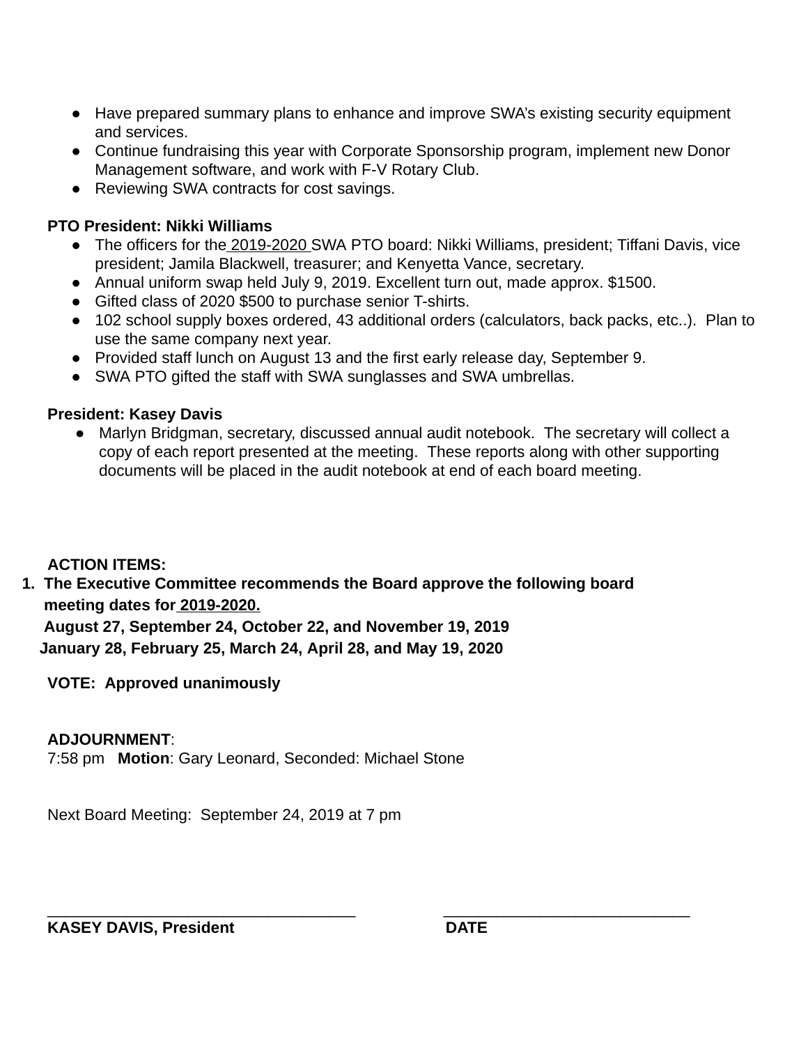- Have prepared summary plans to enhance and improve SWA's existing security equipment and services.
- Continue fundraising this year with Corporate Sponsorship program, implement new Donor Management software, and work with F-V Rotary Club.
- Reviewing SWA contracts for cost savings.

**PTO President: Nikki Williams**

- The officers for the 2019-2020 SWA PTO board: Nikki Williams, president; Tiffani Davis, vice president; Jamila Blackwell, treasurer; and Kenyetta Vance, secretary.
- Annual uniform swap held July 9, 2019. Excellent turn out, made approx. $1500.
- Gifted class of 2020 $500 to purchase senior T-shirts.
- 102 school supply boxes ordered, 43 additional orders (calculators, back packs, etc..). Plan to use the same company next year.
- Provided staff lunch on August 13 and the first early release day, September 9.
- SWA PTO gifted the staff with SWA sunglasses and SWA umbrellas.

**President: Kasey Davis**

- Marlyn Bridgman, secretary, discussed annual audit notebook. The secretary will collect a copy of each report presented at the meeting. These reports along with other supporting documents will be placed in the audit notebook at end of each board meeting.

**ACTION ITEMS:**

1. **The Executive Committee recommends the Board approve the following board meeting dates for 2019-2020.**
   **August 27, September 24, October 22, and November 19, 2019**
   **January 28, February 25, March 24, April 28, and May 19, 2020**

**VOTE: Approved unanimously**

**ADJOURNMENT**:
7:58 pm **Motion**: Gary Leonard, Seconded: Michael Stone

Next Board Meeting: September 24, 2019 at 7 pm

\_\_\_\_\_\_\_\_\_\_\_\_\_\_\_\_\_\_\_\_\_\_\_\_\_\_\_\_\_\_\_\_\_\_\_ \_\_\_\_\_\_\_\_\_\_\_\_\_\_\_\_\_\_\_\_\_\_\_\_\_\_\_\_

**KASEY DAVIS, President** **DATE**